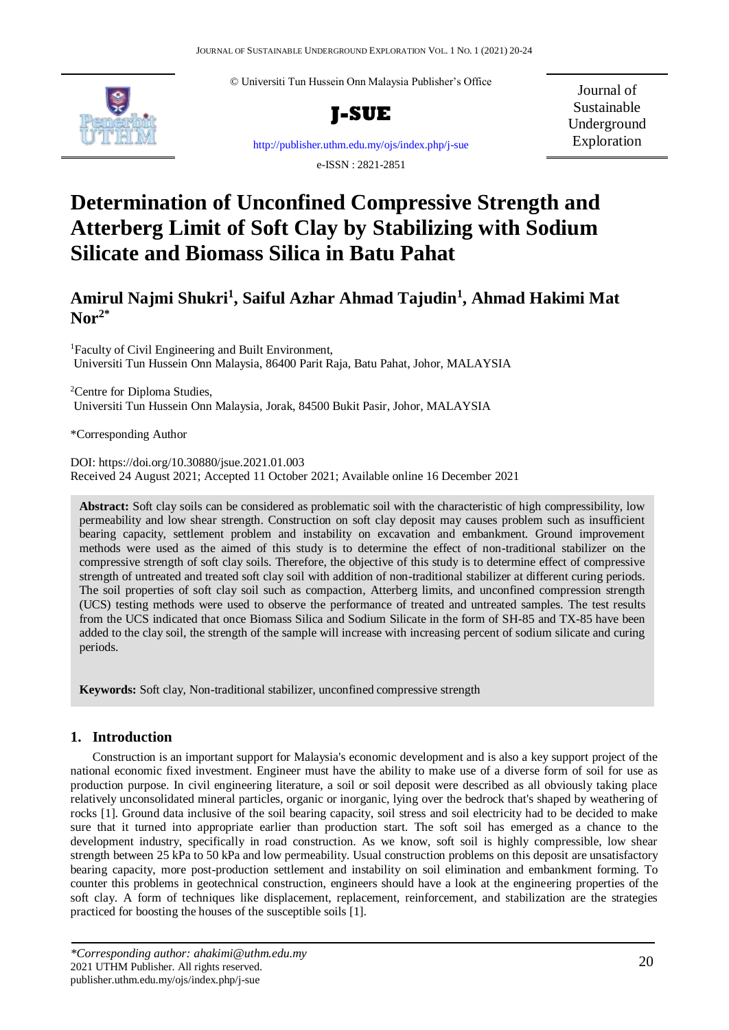© Universiti Tun Hussein Onn Malaysia Publisher's Office

**J-SUE**

Journal of Sustainable Underground Exploration

http://publisher.uthm.edu.my/ojs/index.php/j-sue

e-ISSN : 2821-2851

# Determination of Unconfined Compressive Strength and Atterberg Limit of Soft Clay by Stabilizing with Sodium Silicate and Biomass Silica in Batu Pahat

## Amirul Najmi Shukri[1], Saiful Azhar Ahmad Tajudin[1], Ahmad Hakimi Mat Nor[2*]

[1]Faculty of Civil Engineering and Built Environment, Universiti Tun Hussein Onn Malaysia, 86400 Parit Raja, Batu Pahat, Johor, MALAYSIA

[2]Centre for Diploma Studies, Universiti Tun Hussein Onn Malaysia, Jorak, 84500 Bukit Pasir, Johor, MALAYSIA

*Corresponding Author

DOI: https://doi.org/10.30880/jsue.2021.01.003
Received 24 August 2021; Accepted 11 October 2021; Available online 16 December 2021

**Abstract:** Soft clay soils can be considered as problematic soil with the characteristic of high compressibility, low permeability and low shear strength. Construction on soft clay deposit may causes problem such as insufficient bearing capacity, settlement problem and instability on excavation and embankment. Ground improvement methods were used as the aimed of this study is to determine the effect of non-traditional stabilizer on the compressive strength of soft clay soils. Therefore, the objective of this study is to determine effect of compressive strength of untreated and treated soft clay soil with addition of non-traditional stabilizer at different curing periods. The soil properties of soft clay soil such as compaction, Atterberg limits, and unconfined compression strength (UCS) testing methods were used to observe the performance of treated and untreated samples. The test results from the UCS indicated that once Biomass Silica and Sodium Silicate in the form of SH-85 and TX-85 have been added to the clay soil, the strength of the sample will increase with increasing percent of sodium silicate and curing periods.

**Keywords:** Soft clay, Non-traditional stabilizer, unconfined compressive strength

## 1. Introduction

Construction is an important support for Malaysia's economic development and is also a key support project of the national economic fixed investment. Engineer must have the ability to make use of a diverse form of soil for use as production purpose. In civil engineering literature, a soil or soil deposit were described as all obviously taking place relatively unconsolidated mineral particles, organic or inorganic, lying over the bedrock that's shaped by weathering of rocks [1]. Ground data inclusive of the soil bearing capacity, soil stress and soil electricity had to be decided to make sure that it turned into appropriate earlier than production start. The soft soil has emerged as a chance to the development industry, specifically in road construction. As we know, soft soil is highly compressible, low shear strength between 25 kPa to 50 kPa and low permeability. Usual construction problems on this deposit are unsatisfactory bearing capacity, more post-production settlement and instability on soil elimination and embankment forming. To counter this problems in geotechnical construction, engineers should have a look at the engineering properties of the soft clay. A form of techniques like displacement, replacement, reinforcement, and stabilization are the strategies practiced for boosting the houses of the susceptible soils [1].

*\*Corresponding author: ahakimi@uthm.edu.my*
2021 UTHM Publisher. All rights reserved.
publisher.uthm.edu.my/ojs/index.php/j-sue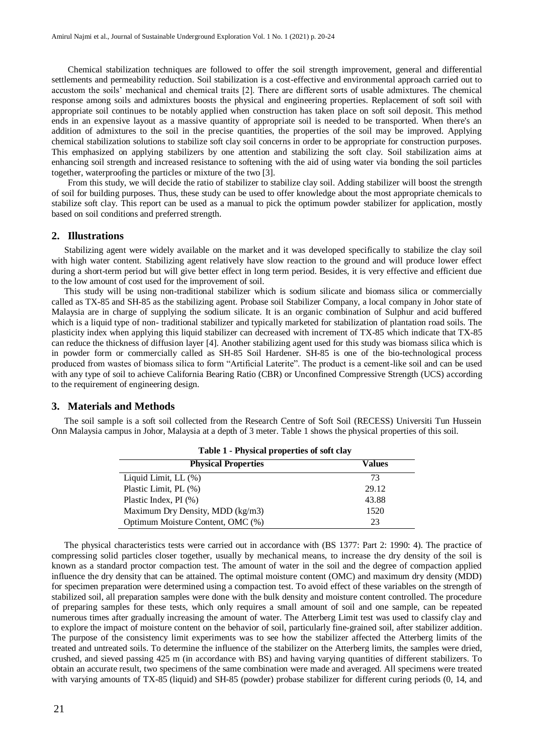Chemical stabilization techniques are followed to offer the soil strength improvement, general and differential settlements and permeability reduction. Soil stabilization is a cost-effective and environmental approach carried out to accustom the soils' mechanical and chemical traits [2]. There are different sorts of usable admixtures. The chemical response among soils and admixtures boosts the physical and engineering properties. Replacement of soft soil with appropriate soil continues to be notably applied when construction has taken place on soft soil deposit. This method ends in an expensive layout as a massive quantity of appropriate soil is needed to be transported. When there's an addition of admixtures to the soil in the precise quantities, the properties of the soil may be improved. Applying chemical stabilization solutions to stabilize soft clay soil concerns in order to be appropriate for construction purposes. This emphasized on applying stabilizers by one attention and stabilizing the soft clay. Soil stabilization aims at enhancing soil strength and increased resistance to softening with the aid of using water via bonding the soil particles together, waterproofing the particles or mixture of the two [3].

From this study, we will decide the ratio of stabilizer to stabilize clay soil. Adding stabilizer will boost the strength of soil for building purposes. Thus, these study can be used to offer knowledge about the most appropriate chemicals to stabilize soft clay. This report can be used as a manual to pick the optimum powder stabilizer for application, mostly based on soil conditions and preferred strength.

## 2. Illustrations

Stabilizing agent were widely available on the market and it was developed specifically to stabilize the clay soil with high water content. Stabilizing agent relatively have slow reaction to the ground and will produce lower effect during a short-term period but will give better effect in long term period. Besides, it is very effective and efficient due to the low amount of cost used for the improvement of soil.

This study will be using non-traditional stabilizer which is sodium silicate and biomass silica or commercially called as TX-85 and SH-85 as the stabilizing agent. Probase soil Stabilizer Company, a local company in Johor state of Malaysia are in charge of supplying the sodium silicate. It is an organic combination of Sulphur and acid buffered which is a liquid type of non- traditional stabilizer and typically marketed for stabilization of plantation road soils. The plasticity index when applying this liquid stabilizer can decreased with increment of TX-85 which indicate that TX-85 can reduce the thickness of diffusion layer [4]. Another stabilizing agent used for this study was biomass silica which is in powder form or commercially called as SH-85 Soil Hardener. SH-85 is one of the bio-technological process produced from wastes of biomass silica to form "Artificial Laterite". The product is a cement-like soil and can be used with any type of soil to achieve California Bearing Ratio (CBR) or Unconfined Compressive Strength (UCS) according to the requirement of engineering design.

## 3. Materials and Methods

The soil sample is a soft soil collected from the Research Centre of Soft Soil (RECESS) Universiti Tun Hussein Onn Malaysia campus in Johor, Malaysia at a depth of 3 meter. Table 1 shows the physical properties of this soil.

**Table 1 - Physical properties of soft clay**

| Physical Properties | Values |
|---|---|
| Liquid Limit, LL (%) | 73 |
| Plastic Limit, PL (%) | 29.12 |
| Plastic Index, PI (%) | 43.88 |
| Maximum Dry Density, MDD (kg/m3) | 1520 |
| Optimum Moisture Content, OMC (%) | 23 |

The physical characteristics tests were carried out in accordance with (BS 1377: Part 2: 1990: 4). The practice of compressing solid particles closer together, usually by mechanical means, to increase the dry density of the soil is known as a standard proctor compaction test. The amount of water in the soil and the degree of compaction applied influence the dry density that can be attained. The optimal moisture content (OMC) and maximum dry density (MDD) for specimen preparation were determined using a compaction test. To avoid effect of these variables on the strength of stabilized soil, all preparation samples were done with the bulk density and moisture content controlled. The procedure of preparing samples for these tests, which only requires a small amount of soil and one sample, can be repeated numerous times after gradually increasing the amount of water. The Atterberg Limit test was used to classify clay and to explore the impact of moisture content on the behavior of soil, particularly fine-grained soil, after stabilizer addition. The purpose of the consistency limit experiments was to see how the stabilizer affected the Atterberg limits of the treated and untreated soils. To determine the influence of the stabilizer on the Atterberg limits, the samples were dried, crushed, and sieved passing 425 m (in accordance with BS) and having varying quantities of different stabilizers. To obtain an accurate result, two specimens of the same combination were made and averaged. All specimens were treated with varying amounts of TX-85 (liquid) and SH-85 (powder) probase stabilizer for different curing periods (0, 14, and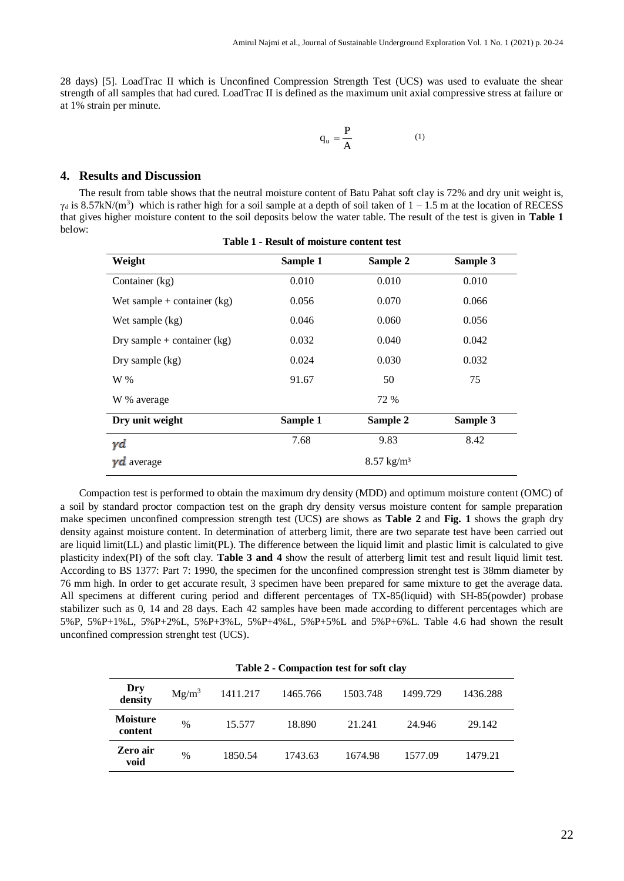28 days) [5]. LoadTrac II which is Unconfined Compression Strength Test (UCS) was used to evaluate the shear strength of all samples that had cured. LoadTrac II is defined as the maximum unit axial compressive stress at failure or at 1% strain per minute.

$$q_u = \frac{P}{A} \quad (1)$$

## 4. Results and Discussion

The result from table shows that the neutral moisture content of Batu Pahat soft clay is 72% and dry unit weight is, $\gamma_d$ is 8.57kN/(m$^3$) which is rather high for a soil sample at a depth of soil taken of 1 – 1.5 m at the location of RECESS that gives higher moisture content to the soil deposits below the water table. The result of the test is given in **Table 1** below:

**Table 1 - Result of moisture content test**

| Weight | Sample 1 | Sample 2 | Sample 3 |
|---|---|---|---|
| Container (kg) | 0.010 | 0.010 | 0.010 |
| Wet sample + container (kg) | 0.056 | 0.070 | 0.066 |
| Wet sample (kg) | 0.046 | 0.060 | 0.056 |
| Dry sample + container (kg) | 0.032 | 0.040 | 0.042 |
| Dry sample (kg) | 0.024 | 0.030 | 0.032 |
| W % | 91.67 | 50 | 75 |
| W % average | | 72 % | |
| **Dry unit weight** | **Sample 1** | **Sample 2** | **Sample 3** |
| $\gamma d$ | 7.68 | 9.83 | 8.42 |
| $\gamma d$ average | | 8.57 kg/m³ | |

Compaction test is performed to obtain the maximum dry density (MDD) and optimum moisture content (OMC) of a soil by standard proctor compaction test on the graph dry density versus moisture content for sample preparation make specimen unconfined compression strength test (UCS) are shows as **Table 2** and **Fig. 1** shows the graph dry density against moisture content. In determination of atterberg limit, there are two separate test have been carried out are liquid limit(LL) and plastic limit(PL). The difference between the liquid limit and plastic limit is calculated to give plasticity index(PI) of the soft clay. **Table 3 and 4** show the result of atterberg limit test and result liquid limit test. According to BS 1377: Part 7: 1990, the specimen for the unconfined compression strenght test is 38mm diameter by 76 mm high. In order to get accurate result, 3 specimen have been prepared for same mixture to get the average data. All specimens at different curing period and different percentages of TX-85(liquid) with SH-85(powder) probase stabilizer such as 0, 14 and 28 days. Each 42 samples have been made according to different percentages which are 5%P, 5%P+1%L, 5%P+2%L, 5%P+3%L, 5%P+4%L, 5%P+5%L and 5%P+6%L. Table 4.6 had shown the result unconfined compression strenght test (UCS).

**Table 2 - Compaction test for soft clay**

| | | | | | | |
|---|---|---|---|---|---|---|
| **Dry density** | Mg/m$^3$ | 1411.217 | 1465.766 | 1503.748 | 1499.729 | 1436.288 |
| **Moisture content** | % | 15.577 | 18.890 | 21.241 | 24.946 | 29.142 |
| **Zero air void** | % | 1850.54 | 1743.63 | 1674.98 | 1577.09 | 1479.21 |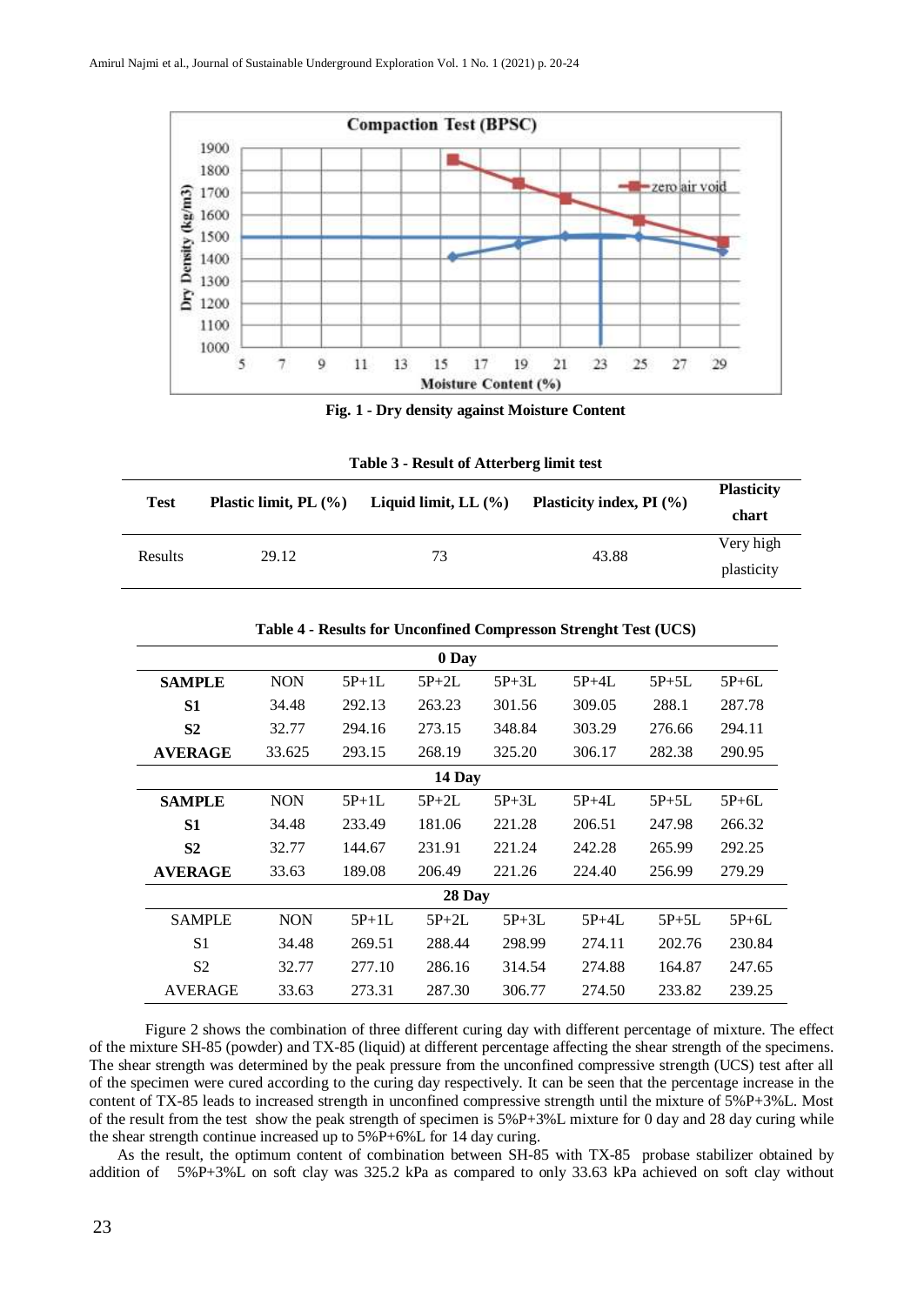Fig. 1 - Dry density against Moisture Content

**Table 3 - Result of Atterberg limit test**

| Test | Plastic limit, PL (%) | Liquid limit, LL (%) | Plasticity index, PI (%) | Plasticity chart |
|---|---|---|---|---|
| Results | 29.12 | 73 | 43.88 | Very high plasticity |

**Table 4 - Results for Unconfined Compresson Strenght Test (UCS)**

| 0 Day | | | | | | | |
|---|---|---|---|---|---|---|---|
| **SAMPLE** | NON | 5P+1L | 5P+2L | 5P+3L | 5P+4L | 5P+5L | 5P+6L |
| **S1** | 34.48 | 292.13 | 263.23 | 301.56 | 309.05 | 288.1 | 287.78 |
| **S2** | 32.77 | 294.16 | 273.15 | 348.84 | 303.29 | 276.66 | 294.11 |
| **AVERAGE** | 33.625 | 293.15 | 268.19 | 325.20 | 306.17 | 282.38 | 290.95 |
| **14 Day** | | | | | | | |
| **SAMPLE** | NON | 5P+1L | 5P+2L | 5P+3L | 5P+4L | 5P+5L | 5P+6L |
| **S1** | 34.48 | 233.49 | 181.06 | 221.28 | 206.51 | 247.98 | 266.32 |
| **S2** | 32.77 | 144.67 | 231.91 | 221.24 | 242.28 | 265.99 | 292.25 |
| **AVERAGE** | 33.63 | 189.08 | 206.49 | 221.26 | 224.40 | 256.99 | 279.29 |
| **28 Day** | | | | | | | |
| SAMPLE | NON | 5P+1L | 5P+2L | 5P+3L | 5P+4L | 5P+5L | 5P+6L |
| S1 | 34.48 | 269.51 | 288.44 | 298.99 | 274.11 | 202.76 | 230.84 |
| S2 | 32.77 | 277.10 | 286.16 | 314.54 | 274.88 | 164.87 | 247.65 |
| AVERAGE | 33.63 | 273.31 | 287.30 | 306.77 | 274.50 | 233.82 | 239.25 |

Figure 2 shows the combination of three different curing day with different percentage of mixture. The effect of the mixture SH-85 (powder) and TX-85 (liquid) at different percentage affecting the shear strength of the specimens. The shear strength was determined by the peak pressure from the unconfined compressive strength (UCS) test after all of the specimen were cured according to the curing day respectively. It can be seen that the percentage increase in the content of TX-85 leads to increased strength in unconfined compressive strength until the mixture of 5%P+3%L. Most of the result from the test show the peak strength of specimen is 5%P+3%L mixture for 0 day and 28 day curing while the shear strength continue increased up to 5%P+6%L for 14 day curing.

As the result, the optimum content of combination between SH-85 with TX-85 probase stabilizer obtained by addition of 5%P+3%L on soft clay was 325.2 kPa as compared to only 33.63 kPa achieved on soft clay without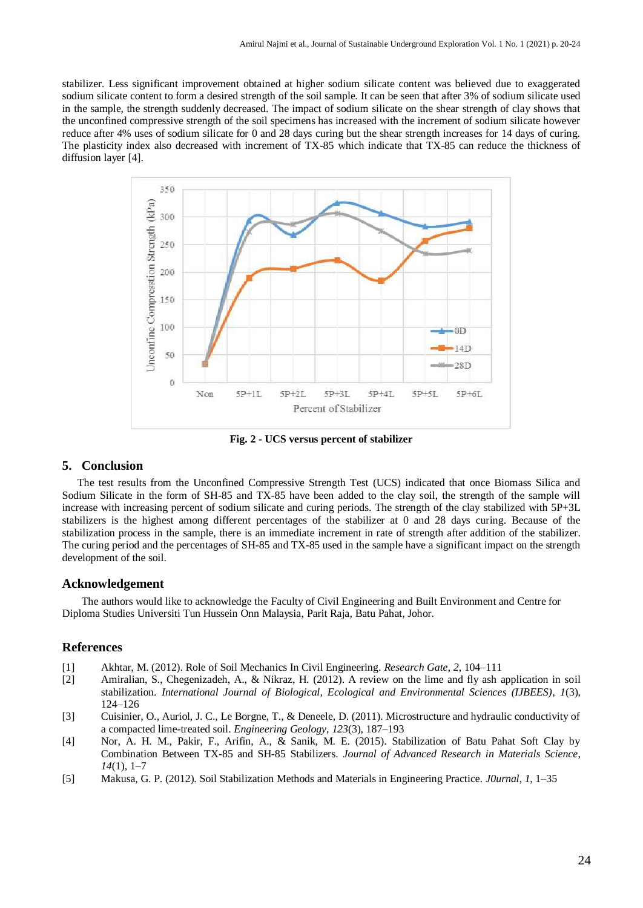stabilizer. Less significant improvement obtained at higher sodium silicate content was believed due to exaggerated sodium silicate content to form a desired strength of the soil sample. It can be seen that after 3% of sodium silicate used in the sample, the strength suddenly decreased. The impact of sodium silicate on the shear strength of clay shows that the unconfined compressive strength of the soil specimens has increased with the increment of sodium silicate however reduce after 4% uses of sodium silicate for 0 and 28 days curing but the shear strength increases for 14 days of curing. The plasticity index also decreased with increment of TX-85 which indicate that TX-85 can reduce the thickness of diffusion layer [4].

Unconfine Compression Strength (kPa)

350
300
250
200
150
100
50
0

Non
5P+1L
5P+2L
5P+3L
5P+4L
5P+5L
5P+6L

Percent of Stabilizer

0D
14D
28D

**Fig. 2 - UCS versus percent of stabilizer**

## 5. Conclusion

The test results from the Unconfined Compressive Strength Test (UCS) indicated that once Biomass Silica and Sodium Silicate in the form of SH-85 and TX-85 have been added to the clay soil, the strength of the sample will increase with increasing percent of sodium silicate and curing periods. The strength of the clay stabilized with 5P+3L stabilizers is the highest among different percentages of the stabilizer at 0 and 28 days curing. Because of the stabilization process in the sample, there is an immediate increment in rate of strength after addition of the stabilizer. The curing period and the percentages of SH-85 and TX-85 used in the sample have a significant impact on the strength development of the soil.

## Acknowledgement

The authors would like to acknowledge the Faculty of Civil Engineering and Built Environment and Centre for Diploma Studies Universiti Tun Hussein Onn Malaysia, Parit Raja, Batu Pahat, Johor.

## References

[1] Akhtar, M. (2012). Role of Soil Mechanics In Civil Engineering. *Research Gate*, *2*, 104–111

[2] Amiralian, S., Chegenizadeh, A., & Nikraz, H. (2012). A review on the lime and fly ash application in soil stabilization. *International Journal of Biological, Ecological and Environmental Sciences (IJBEES)*, *1*(3), 124–126

[3] Cuisinier, O., Auriol, J. C., Le Borgne, T., & Deneele, D. (2011). Microstructure and hydraulic conductivity of a compacted lime-treated soil. *Engineering Geology*, *123*(3), 187–193

[4] Nor, A. H. M., Pakir, F., Arifin, A., & Sanik, M. E. (2015). Stabilization of Batu Pahat Soft Clay by Combination Between TX-85 and SH-85 Stabilizers. *Journal of Advanced Research in Materials Science*, *14*(1), 1–7

[5] Makusa, G. P. (2012). Soil Stabilization Methods and Materials in Engineering Practice. *J0urnal*, *1*, 1–35